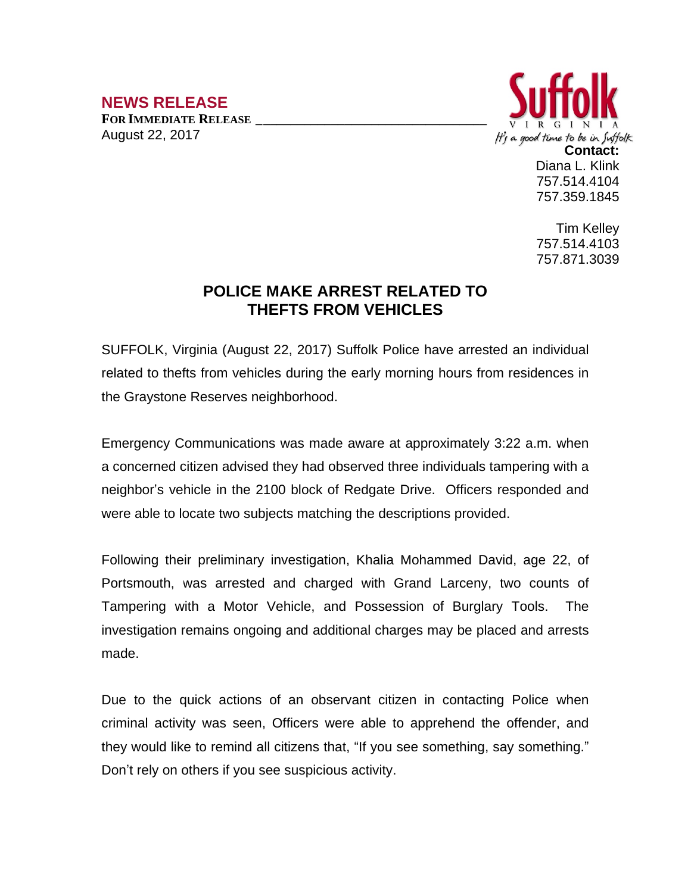# NEWS RELEASE

**FOR IMMEDIATE RELEASE**

August 22, 2017

Suffolk
VIRGINIA
It's a good time to be in Suffolk

**Contact:**
Diana L. Klink
757.514.4104
757.359.1845

Tim Kelley
757.514.4103
757.871.3039

## POLICE MAKE ARREST RELATED TO THEFTS FROM VEHICLES

SUFFOLK, Virginia (August 22, 2017) Suffolk Police have arrested an individual related to thefts from vehicles during the early morning hours from residences in the Graystone Reserves neighborhood.

Emergency Communications was made aware at approximately 3:22 a.m. when a concerned citizen advised they had observed three individuals tampering with a neighbor's vehicle in the 2100 block of Redgate Drive. Officers responded and were able to locate two subjects matching the descriptions provided.

Following their preliminary investigation, Khalia Mohammed David, age 22, of Portsmouth, was arrested and charged with Grand Larceny, two counts of Tampering with a Motor Vehicle, and Possession of Burglary Tools. The investigation remains ongoing and additional charges may be placed and arrests made.

Due to the quick actions of an observant citizen in contacting Police when criminal activity was seen, Officers were able to apprehend the offender, and they would like to remind all citizens that, "If you see something, say something." Don't rely on others if you see suspicious activity.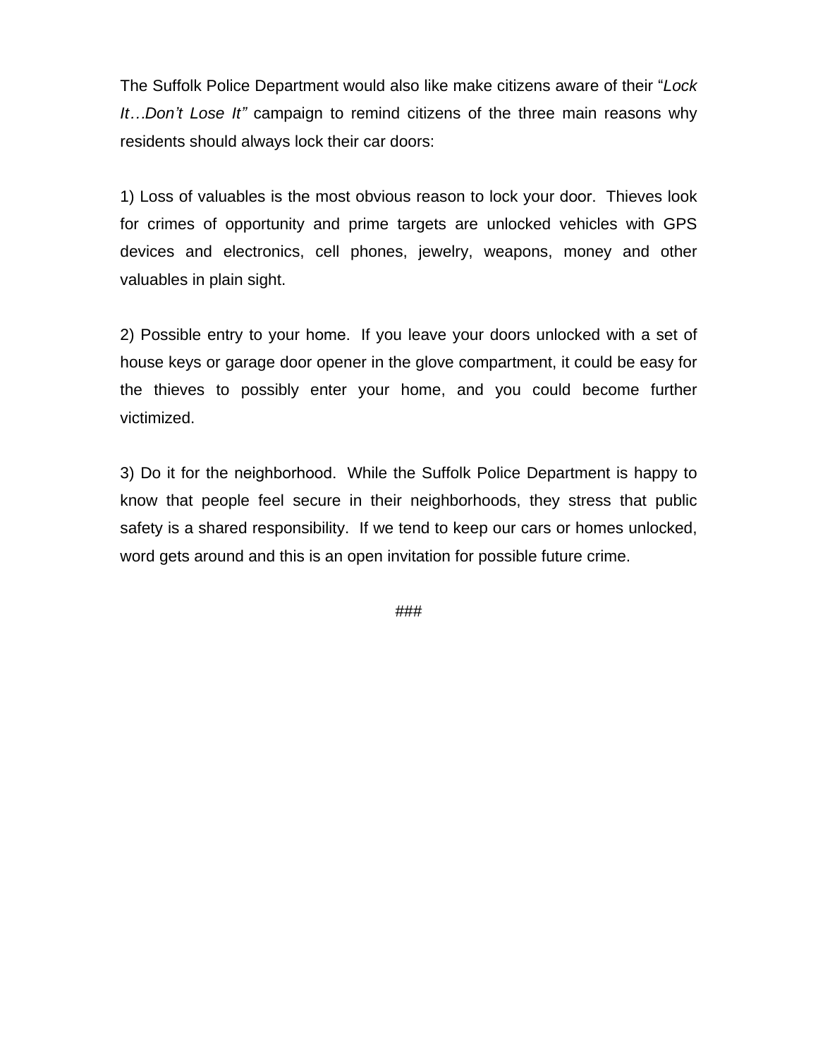The Suffolk Police Department would also like make citizens aware of their "*Lock It…Don't Lose It"* campaign to remind citizens of the three main reasons why residents should always lock their car doors:

1) Loss of valuables is the most obvious reason to lock your door. Thieves look for crimes of opportunity and prime targets are unlocked vehicles with GPS devices and electronics, cell phones, jewelry, weapons, money and other valuables in plain sight.

2) Possible entry to your home. If you leave your doors unlocked with a set of house keys or garage door opener in the glove compartment, it could be easy for the thieves to possibly enter your home, and you could become further victimized.

3) Do it for the neighborhood. While the Suffolk Police Department is happy to know that people feel secure in their neighborhoods, they stress that public safety is a shared responsibility. If we tend to keep our cars or homes unlocked, word gets around and this is an open invitation for possible future crime.

###